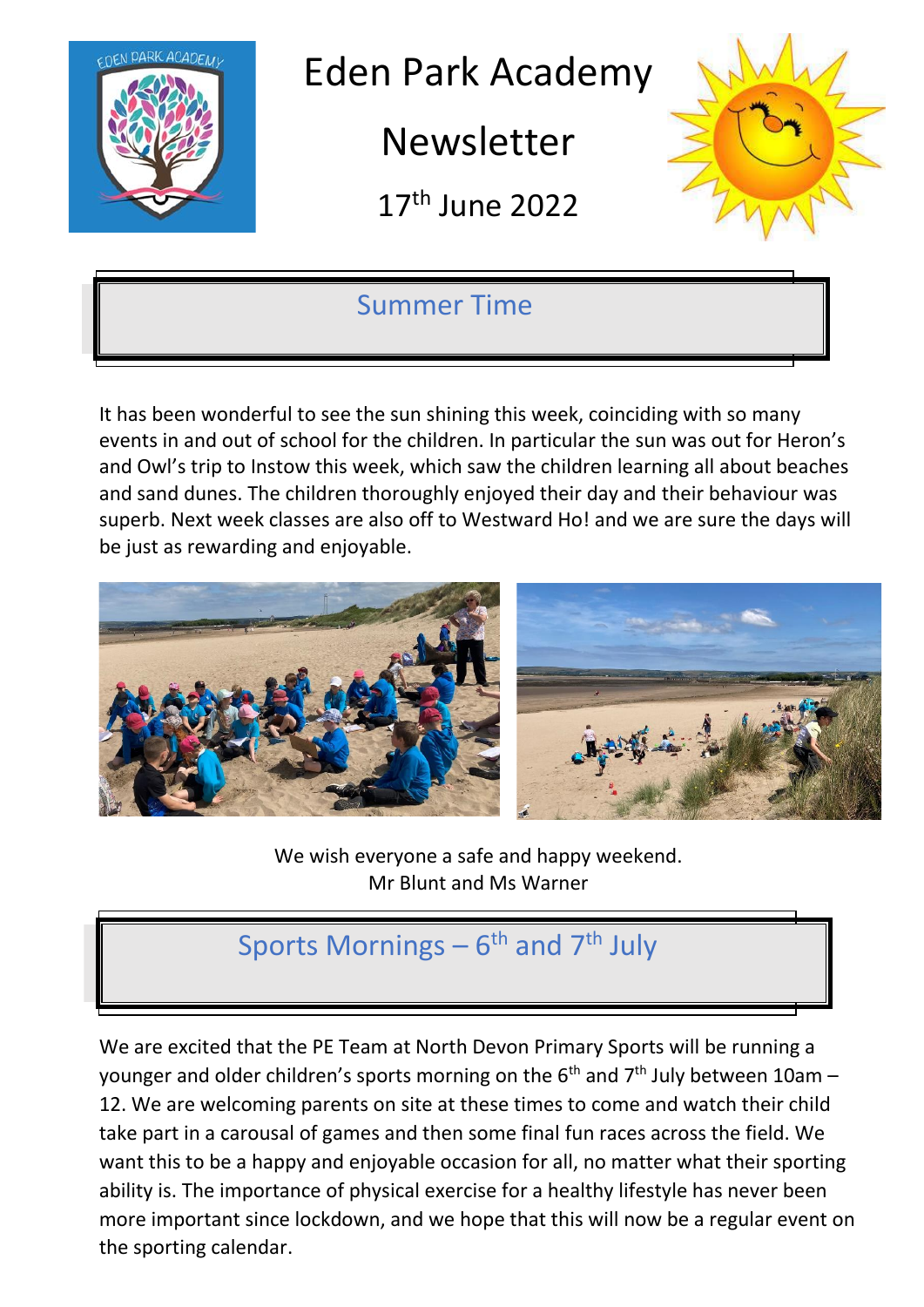# Eden Park Academy Newsletter

17th June 2022

## Summer Time

It has been wonderful to see the sun shining this week, coinciding with so many events in and out of school for the children. In particular the sun was out for Heron's and Owl's trip to Instow this week, which saw the children learning all about beaches and sand dunes. The children thoroughly enjoyed their day and their behaviour was superb. Next week classes are also off to Westward Ho! and we are sure the days will be just as rewarding and enjoyable.

We wish everyone a safe and happy weekend.
Mr Blunt and Ms Warner

## Sports Mornings – 6th and 7th July

We are excited that the PE Team at North Devon Primary Sports will be running a younger and older children's sports morning on the 6th and 7th July between 10am – 12. We are welcoming parents on site at these times to come and watch their child take part in a carousal of games and then some final fun races across the field. We want this to be a happy and enjoyable occasion for all, no matter what their sporting ability is. The importance of physical exercise for a healthy lifestyle has never been more important since lockdown, and we hope that this will now be a regular event on the sporting calendar.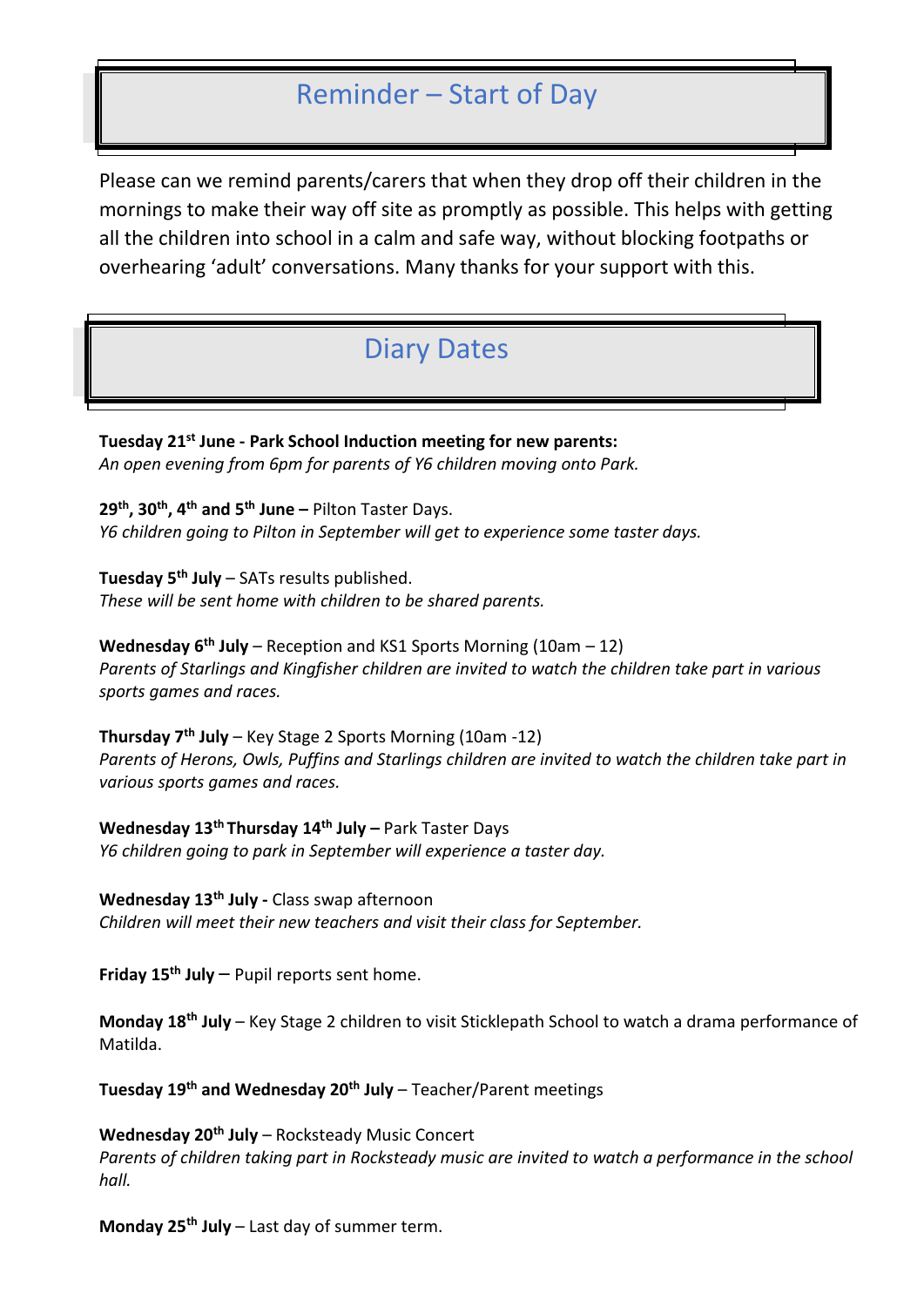## Reminder – Start of Day

Please can we remind parents/carers that when they drop off their children in the mornings to make their way off site as promptly as possible. This helps with getting all the children into school in a calm and safe way, without blocking footpaths or overhearing 'adult' conversations. Many thanks for your support with this.

## Diary Dates

**Tuesday 21st June - Park School Induction meeting for new parents:**
*An open evening from 6pm for parents of Y6 children moving onto Park.*

**29th, 30th, 4th and 5th June –** Pilton Taster Days.
*Y6 children going to Pilton in September will get to experience some taster days.*

**Tuesday 5th July** – SATs results published.
*These will be sent home with children to be shared parents.*

**Wednesday 6th July** – Reception and KS1 Sports Morning (10am – 12)
*Parents of Starlings and Kingfisher children are invited to watch the children take part in various sports games and races.*

**Thursday 7th July** – Key Stage 2 Sports Morning (10am -12)
*Parents of Herons, Owls, Puffins and Starlings children are invited to watch the children take part in various sports games and races.*

**Wednesday 13th Thursday 14th July –** Park Taster Days
*Y6 children going to park in September will experience a taster day.*

**Wednesday 13th July -** Class swap afternoon
*Children will meet their new teachers and visit their class for September.*

**Friday 15th July** – Pupil reports sent home.

**Monday 18th July** – Key Stage 2 children to visit Sticklepath School to watch a drama performance of Matilda.

**Tuesday 19th and Wednesday 20th July** – Teacher/Parent meetings

**Wednesday 20th July** – Rocksteady Music Concert
*Parents of children taking part in Rocksteady music are invited to watch a performance in the school hall.*

**Monday 25th July** – Last day of summer term.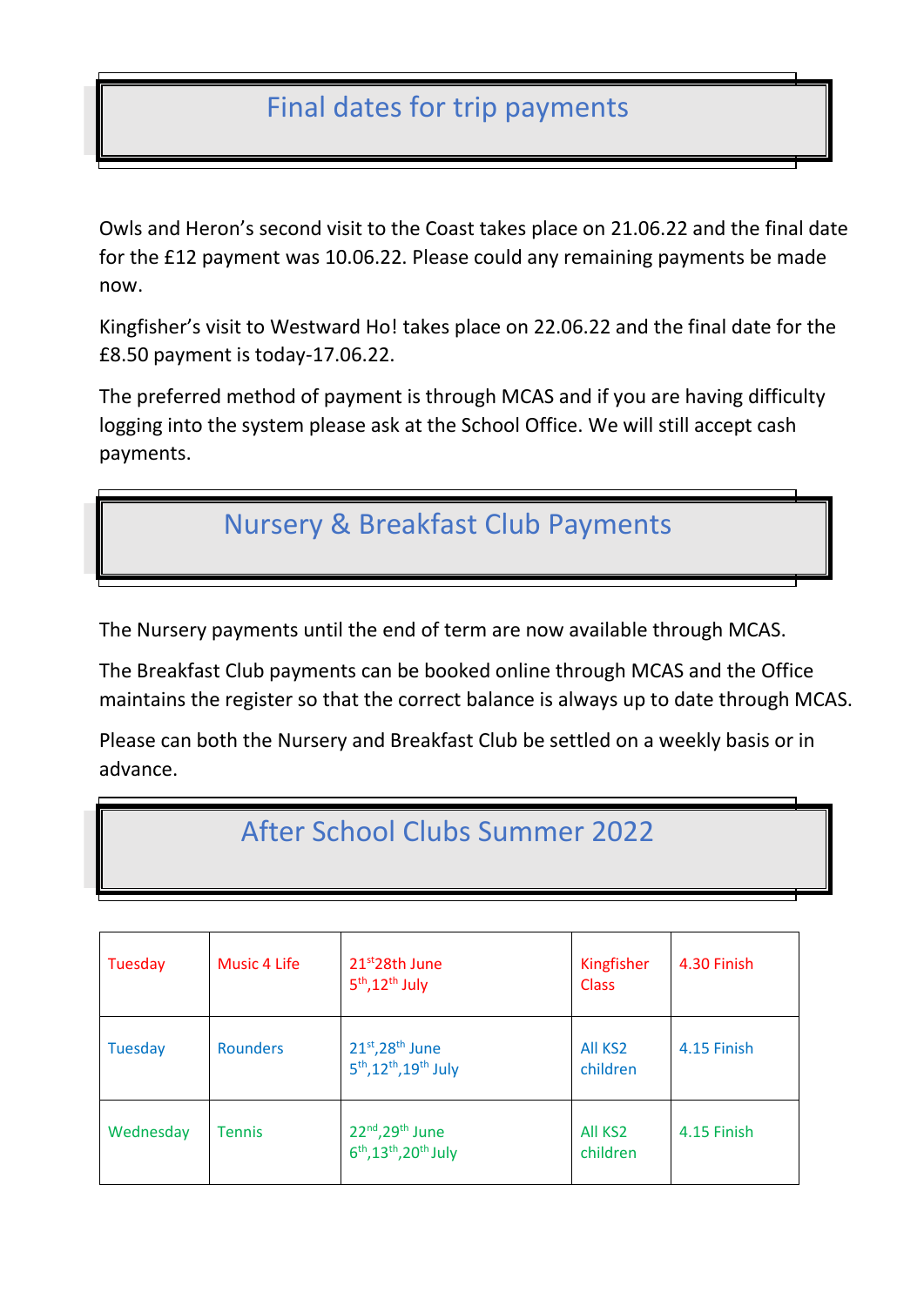## Final dates for trip payments

Owls and Heron's second visit to the Coast takes place on 21.06.22 and the final date for the £12 payment was 10.06.22. Please could any remaining payments be made now.

Kingfisher's visit to Westward Ho! takes place on 22.06.22 and the final date for the £8.50 payment is today-17.06.22.

The preferred method of payment is through MCAS and if you are having difficulty logging into the system please ask at the School Office. We will still accept cash payments.

## Nursery & Breakfast Club Payments

The Nursery payments until the end of term are now available through MCAS.

The Breakfast Club payments can be booked online through MCAS and the Office maintains the register so that the correct balance is always up to date through MCAS.

Please can both the Nursery and Breakfast Club be settled on a weekly basis or in advance.

## After School Clubs Summer 2022

| | | | | |
|---|---|---|---|---|
| Tuesday | Music 4 Life | 21st28th June<br>5th,12th July | Kingfisher Class | 4.30 Finish |
| Tuesday | Rounders | 21st,28th June<br>5th,12th,19th July | All KS2 children | 4.15 Finish |
| Wednesday | Tennis | 22nd,29th June<br>6th,13th,20th July | All KS2 children | 4.15 Finish |